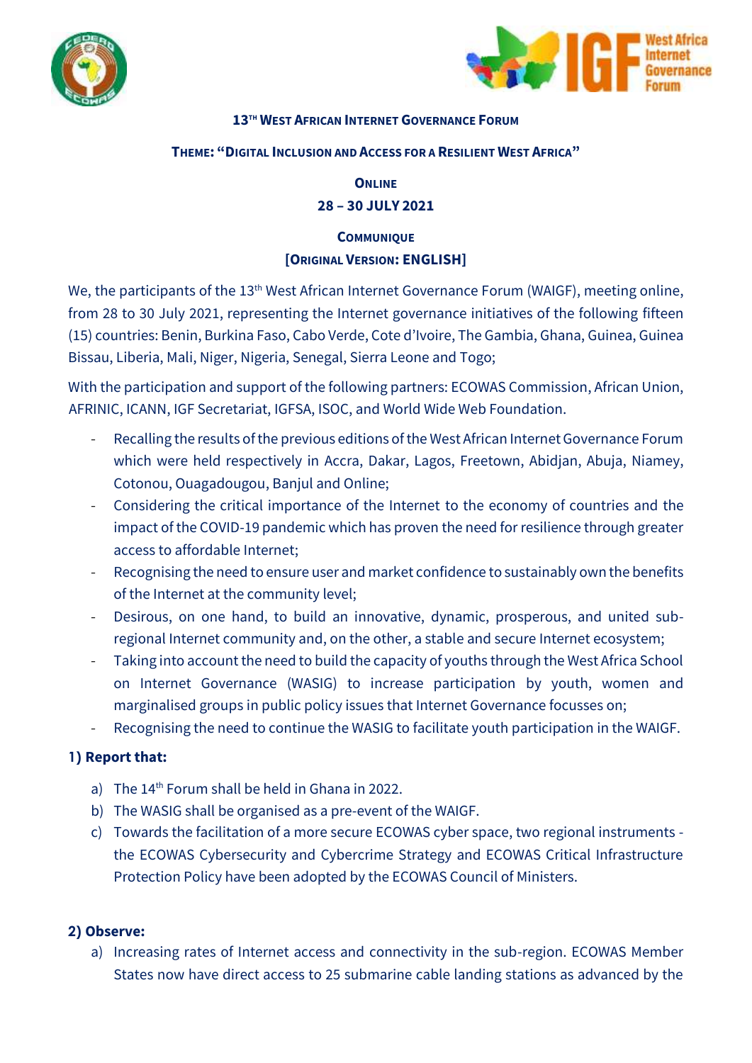**13[th] WEST AFRICAN INTERNET GOVERNANCE FORUM**

**THEME: "DIGITAL INCLUSION AND ACCESS FOR A RESILIENT WEST AFRICA"**

**ONLINE**

**28 – 30 JULY 2021**

**COMMUNIQUE**

**[ORIGINAL VERSION: ENGLISH]**

We, the participants of the 13[th] West African Internet Governance Forum (WAIGF), meeting online, from 28 to 30 July 2021, representing the Internet governance initiatives of the following fifteen (15) countries: Benin, Burkina Faso, Cabo Verde, Cote d'Ivoire, The Gambia, Ghana, Guinea, Guinea Bissau, Liberia, Mali, Niger, Nigeria, Senegal, Sierra Leone and Togo;

With the participation and support of the following partners: ECOWAS Commission, African Union, AFRINIC, ICANN, IGF Secretariat, IGFSA, ISOC, and World Wide Web Foundation.

- Recalling the results of the previous editions of the West African Internet Governance Forum which were held respectively in Accra, Dakar, Lagos, Freetown, Abidjan, Abuja, Niamey, Cotonou, Ouagadougou, Banjul and Online;
- Considering the critical importance of the Internet to the economy of countries and the impact of the COVID-19 pandemic which has proven the need for resilience through greater access to affordable Internet;
- Recognising the need to ensure user and market confidence to sustainably own the benefits of the Internet at the community level;
- Desirous, on one hand, to build an innovative, dynamic, prosperous, and united sub-regional Internet community and, on the other, a stable and secure Internet ecosystem;
- Taking into account the need to build the capacity of youths through the West Africa School on Internet Governance (WASIG) to increase participation by youth, women and marginalised groups in public policy issues that Internet Governance focusses on;
- Recognising the need to continue the WASIG to facilitate youth participation in the WAIGF.

**1) Report that:**

a) The 14[th] Forum shall be held in Ghana in 2022.

b) The WASIG shall be organised as a pre-event of the WAIGF.

c) Towards the facilitation of a more secure ECOWAS cyber space, two regional instruments - the ECOWAS Cybersecurity and Cybercrime Strategy and ECOWAS Critical Infrastructure Protection Policy have been adopted by the ECOWAS Council of Ministers.

**2) Observe:**

a) Increasing rates of Internet access and connectivity in the sub-region. ECOWAS Member States now have direct access to 25 submarine cable landing stations as advanced by the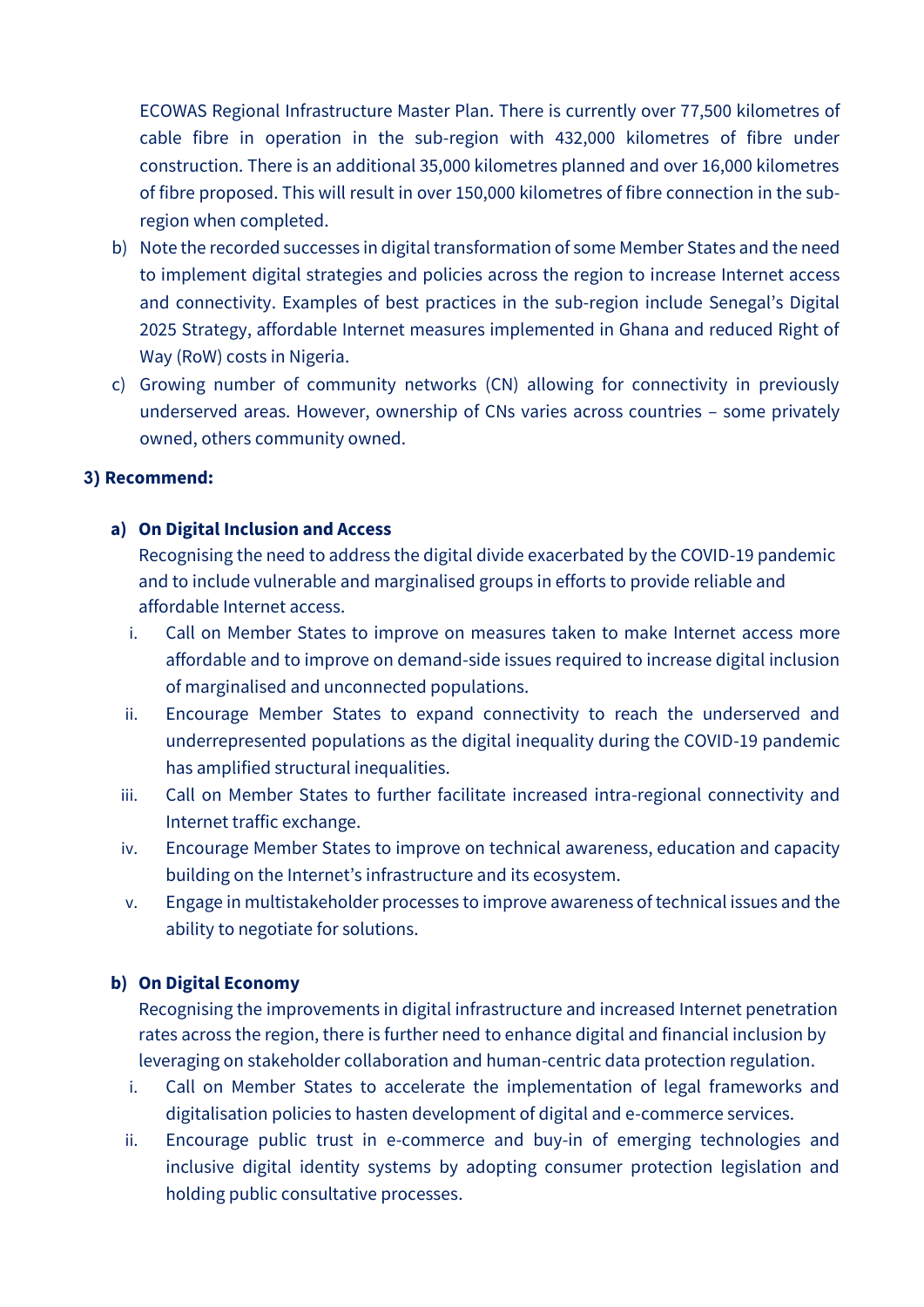ECOWAS Regional Infrastructure Master Plan. There is currently over 77,500 kilometres of cable fibre in operation in the sub-region with 432,000 kilometres of fibre under construction. There is an additional 35,000 kilometres planned and over 16,000 kilometres of fibre proposed. This will result in over 150,000 kilometres of fibre connection in the sub-region when completed.

b) Note the recorded successes in digital transformation of some Member States and the need to implement digital strategies and policies across the region to increase Internet access and connectivity. Examples of best practices in the sub-region include Senegal's Digital 2025 Strategy, affordable Internet measures implemented in Ghana and reduced Right of Way (RoW) costs in Nigeria.

c) Growing number of community networks (CN) allowing for connectivity in previously underserved areas. However, ownership of CNs varies across countries – some privately owned, others community owned.

**3) Recommend:**

**a) On Digital Inclusion and Access**

Recognising the need to address the digital divide exacerbated by the COVID-19 pandemic and to include vulnerable and marginalised groups in efforts to provide reliable and affordable Internet access.

i. Call on Member States to improve on measures taken to make Internet access more affordable and to improve on demand-side issues required to increase digital inclusion of marginalised and unconnected populations.

ii. Encourage Member States to expand connectivity to reach the underserved and underrepresented populations as the digital inequality during the COVID-19 pandemic has amplified structural inequalities.

iii. Call on Member States to further facilitate increased intra-regional connectivity and Internet traffic exchange.

iv. Encourage Member States to improve on technical awareness, education and capacity building on the Internet's infrastructure and its ecosystem.

v. Engage in multistakeholder processes to improve awareness of technical issues and the ability to negotiate for solutions.

**b) On Digital Economy**

Recognising the improvements in digital infrastructure and increased Internet penetration rates across the region, there is further need to enhance digital and financial inclusion by leveraging on stakeholder collaboration and human-centric data protection regulation.

i. Call on Member States to accelerate the implementation of legal frameworks and digitalisation policies to hasten development of digital and e-commerce services.

ii. Encourage public trust in e-commerce and buy-in of emerging technologies and inclusive digital identity systems by adopting consumer protection legislation and holding public consultative processes.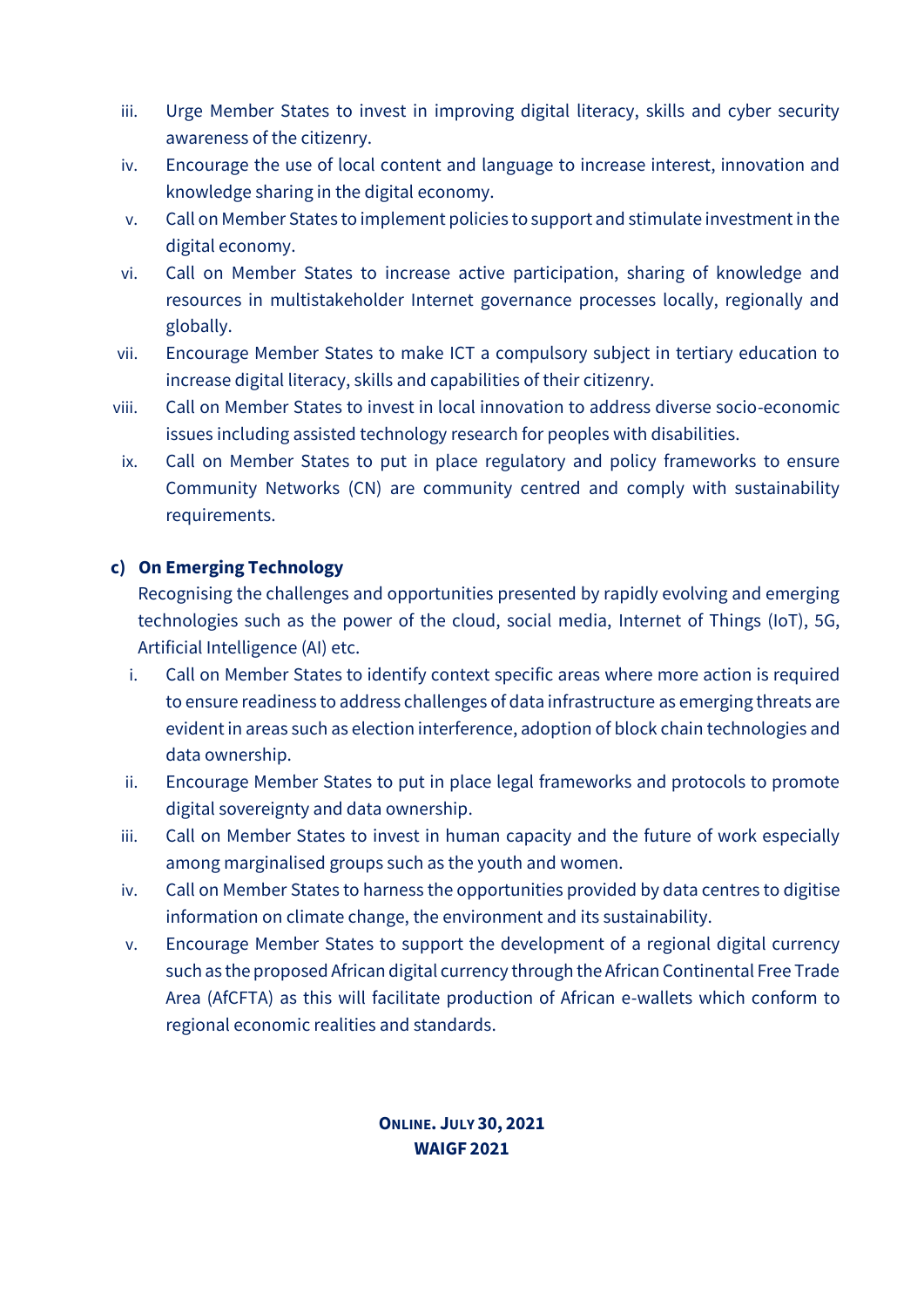iii. Urge Member States to invest in improving digital literacy, skills and cyber security awareness of the citizenry.
iv. Encourage the use of local content and language to increase interest, innovation and knowledge sharing in the digital economy.
v. Call on Member States to implement policies to support and stimulate investment in the digital economy.
vi. Call on Member States to increase active participation, sharing of knowledge and resources in multistakeholder Internet governance processes locally, regionally and globally.
vii. Encourage Member States to make ICT a compulsory subject in tertiary education to increase digital literacy, skills and capabilities of their citizenry.
viii. Call on Member States to invest in local innovation to address diverse socio-economic issues including assisted technology research for peoples with disabilities.
ix. Call on Member States to put in place regulatory and policy frameworks to ensure Community Networks (CN) are community centred and comply with sustainability requirements.

**c) On Emerging Technology**

Recognising the challenges and opportunities presented by rapidly evolving and emerging technologies such as the power of the cloud, social media, Internet of Things (IoT), 5G, Artificial Intelligence (AI) etc.

i. Call on Member States to identify context specific areas where more action is required to ensure readiness to address challenges of data infrastructure as emerging threats are evident in areas such as election interference, adoption of block chain technologies and data ownership.
ii. Encourage Member States to put in place legal frameworks and protocols to promote digital sovereignty and data ownership.
iii. Call on Member States to invest in human capacity and the future of work especially among marginalised groups such as the youth and women.
iv. Call on Member States to harness the opportunities provided by data centres to digitise information on climate change, the environment and its sustainability.
v. Encourage Member States to support the development of a regional digital currency such as the proposed African digital currency through the African Continental Free Trade Area (AfCFTA) as this will facilitate production of African e-wallets which conform to regional economic realities and standards.

**ONLINE. JULY 30, 2021**
**WAIGF 2021**